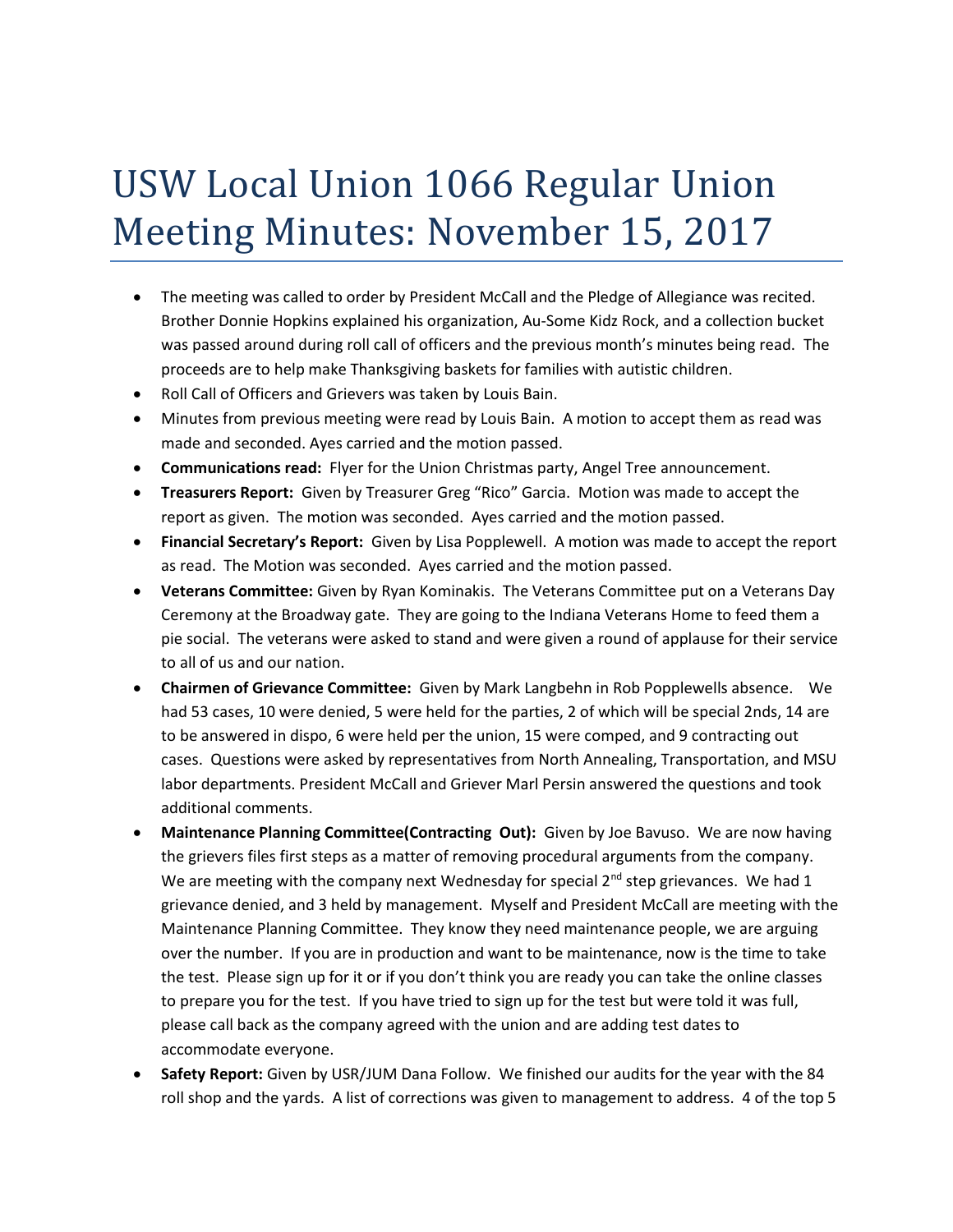# USW Local Union 1066 Regular Union Meeting Minutes: November 15, 2017

- The meeting was called to order by President McCall and the Pledge of Allegiance was recited. Brother Donnie Hopkins explained his organization, Au-Some Kidz Rock, and a collection bucket was passed around during roll call of officers and the previous month's minutes being read. The proceeds are to help make Thanksgiving baskets for families with autistic children.
- Roll Call of Officers and Grievers was taken by Louis Bain.
- Minutes from previous meeting were read by Louis Bain. A motion to accept them as read was made and seconded. Ayes carried and the motion passed.
- **Communications read:** Flyer for the Union Christmas party, Angel Tree announcement.
- **Treasurers Report:** Given by Treasurer Greg "Rico" Garcia. Motion was made to accept the report as given. The motion was seconded. Ayes carried and the motion passed.
- **Financial Secretary's Report:** Given by Lisa Popplewell. A motion was made to accept the report as read. The Motion was seconded. Ayes carried and the motion passed.
- **Veterans Committee:** Given by Ryan Kominakis. The Veterans Committee put on a Veterans Day Ceremony at the Broadway gate. They are going to the Indiana Veterans Home to feed them a pie social. The veterans were asked to stand and were given a round of applause for their service to all of us and our nation.
- **Chairmen of Grievance Committee:** Given by Mark Langbehn in Rob Popplewells absence. We had 53 cases, 10 were denied, 5 were held for the parties, 2 of which will be special 2nds, 14 are to be answered in dispo, 6 were held per the union, 15 were comped, and 9 contracting out cases. Questions were asked by representatives from North Annealing, Transportation, and MSU labor departments. President McCall and Griever Marl Persin answered the questions and took additional comments.
- **Maintenance Planning Committee(Contracting Out):** Given by Joe Bavuso. We are now having the grievers files first steps as a matter of removing procedural arguments from the company. We are meeting with the company next Wednesday for special 2nd step grievances. We had 1 grievance denied, and 3 held by management. Myself and President McCall are meeting with the Maintenance Planning Committee. They know they need maintenance people, we are arguing over the number. If you are in production and want to be maintenance, now is the time to take the test. Please sign up for it or if you don't think you are ready you can take the online classes to prepare you for the test. If you have tried to sign up for the test but were told it was full, please call back as the company agreed with the union and are adding test dates to accommodate everyone.
- **Safety Report:** Given by USR/JUM Dana Follow. We finished our audits for the year with the 84 roll shop and the yards. A list of corrections was given to management to address. 4 of the top 5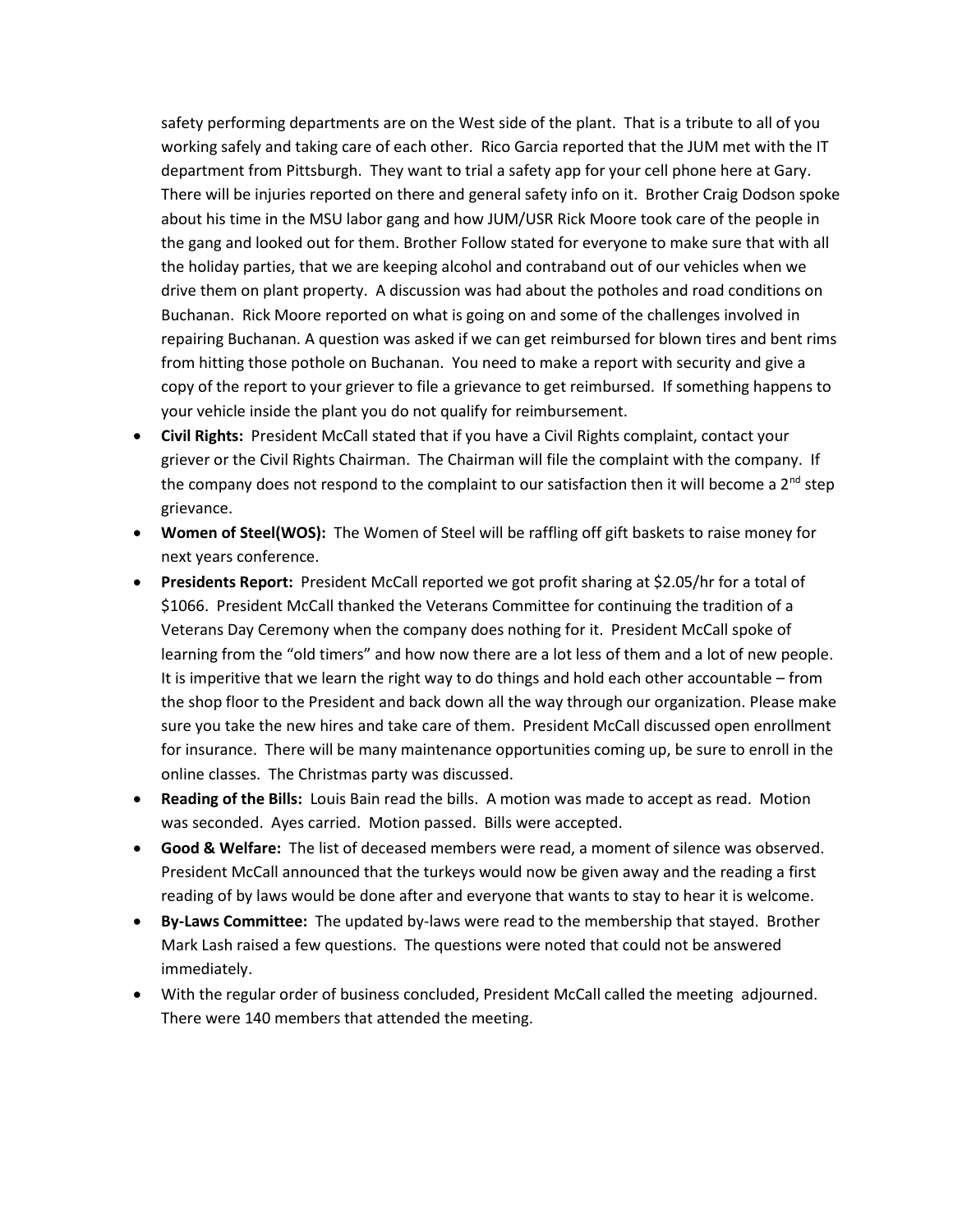safety performing departments are on the West side of the plant. That is a tribute to all of you working safely and taking care of each other. Rico Garcia reported that the JUM met with the IT department from Pittsburgh. They want to trial a safety app for your cell phone here at Gary. There will be injuries reported on there and general safety info on it. Brother Craig Dodson spoke about his time in the MSU labor gang and how JUM/USR Rick Moore took care of the people in the gang and looked out for them. Brother Follow stated for everyone to make sure that with all the holiday parties, that we are keeping alcohol and contraband out of our vehicles when we drive them on plant property. A discussion was had about the potholes and road conditions on Buchanan. Rick Moore reported on what is going on and some of the challenges involved in repairing Buchanan. A question was asked if we can get reimbursed for blown tires and bent rims from hitting those pothole on Buchanan. You need to make a report with security and give a copy of the report to your griever to file a grievance to get reimbursed. If something happens to your vehicle inside the plant you do not qualify for reimbursement.

- **Civil Rights:** President McCall stated that if you have a Civil Rights complaint, contact your griever or the Civil Rights Chairman. The Chairman will file the complaint with the company. If the company does not respond to the complaint to our satisfaction then it will become a 2nd step grievance.
- **Women of Steel(WOS):** The Women of Steel will be raffling off gift baskets to raise money for next years conference.
- **Presidents Report:** President McCall reported we got profit sharing at $2.05/hr for a total of $1066. President McCall thanked the Veterans Committee for continuing the tradition of a Veterans Day Ceremony when the company does nothing for it. President McCall spoke of learning from the "old timers" and how now there are a lot less of them and a lot of new people. It is imperitive that we learn the right way to do things and hold each other accountable – from the shop floor to the President and back down all the way through our organization. Please make sure you take the new hires and take care of them. President McCall discussed open enrollment for insurance. There will be many maintenance opportunities coming up, be sure to enroll in the online classes. The Christmas party was discussed.
- **Reading of the Bills:** Louis Bain read the bills. A motion was made to accept as read. Motion was seconded. Ayes carried. Motion passed. Bills were accepted.
- **Good & Welfare:** The list of deceased members were read, a moment of silence was observed. President McCall announced that the turkeys would now be given away and the reading a first reading of by laws would be done after and everyone that wants to stay to hear it is welcome.
- **By-Laws Committee:** The updated by-laws were read to the membership that stayed. Brother Mark Lash raised a few questions. The questions were noted that could not be answered immediately.
- With the regular order of business concluded, President McCall called the meeting adjourned. There were 140 members that attended the meeting.